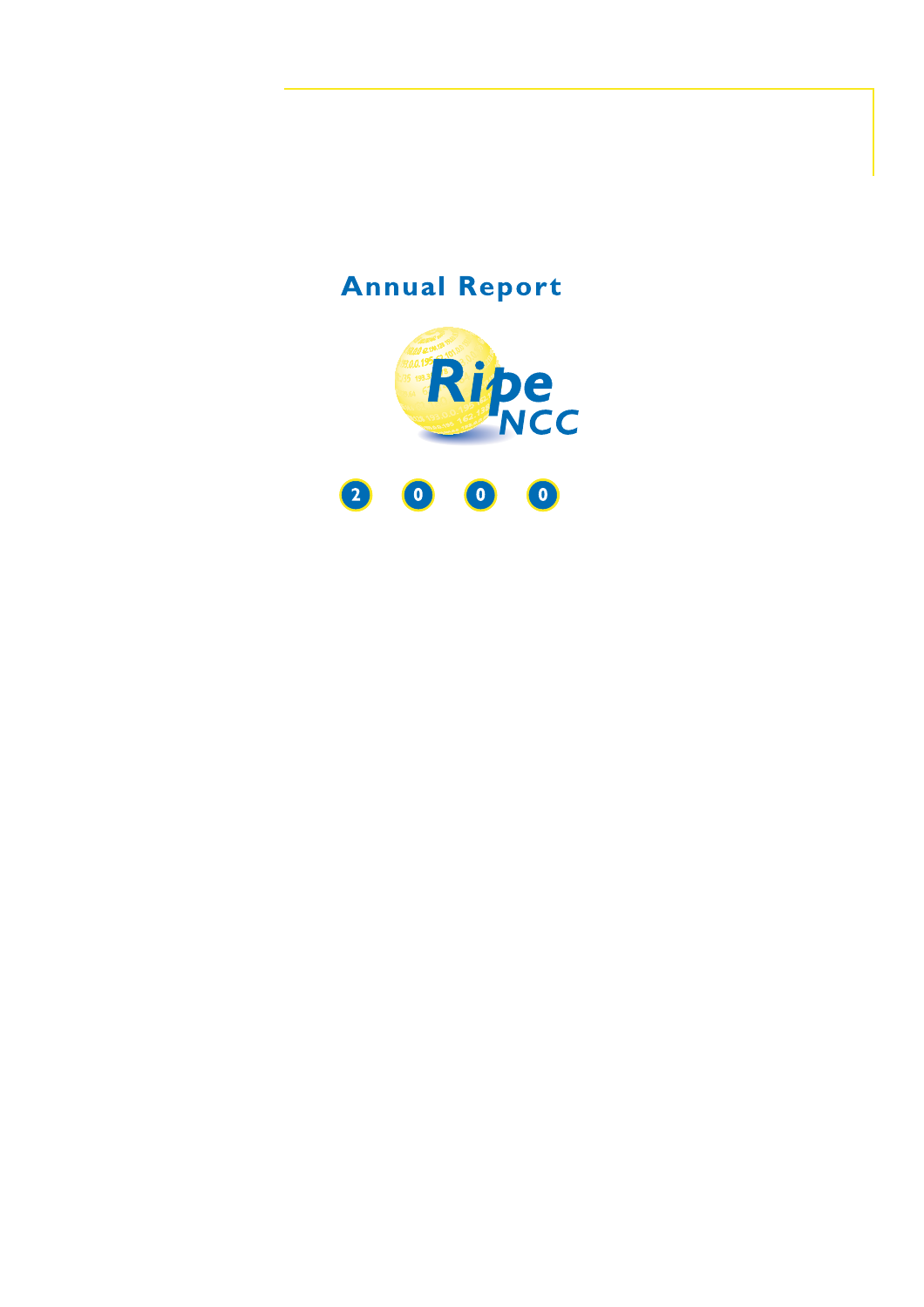# Annual Report

RIPE NCC

2000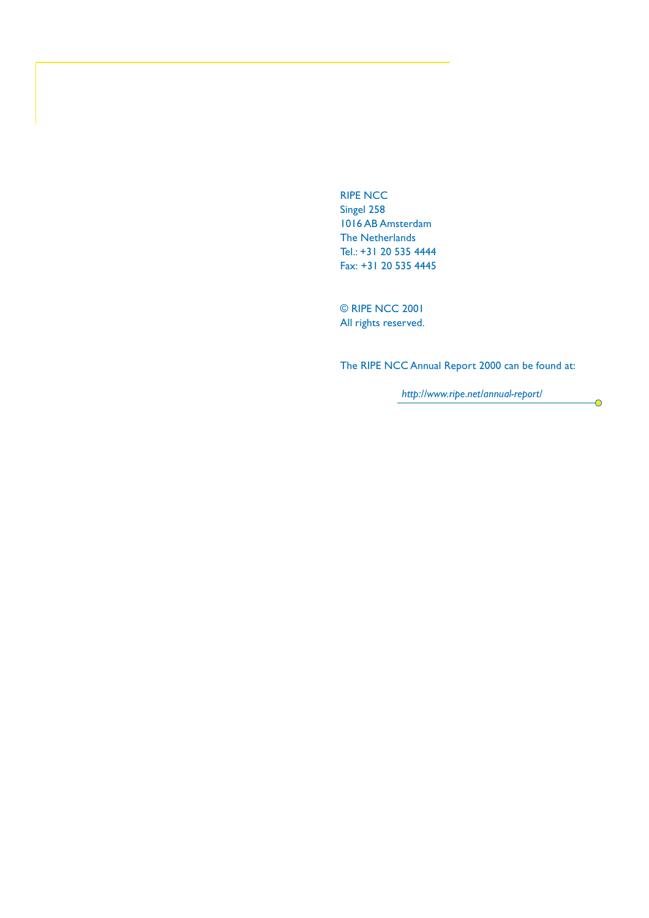RIPE NCC
Singel 258
1016 AB Amsterdam
The Netherlands
Tel.: +31 20 535 4444
Fax: +31 20 535 4445

© RIPE NCC 2001
All rights reserved.

The RIPE NCC Annual Report 2000 can be found at:

*http://www.ripe.net/annual-report/*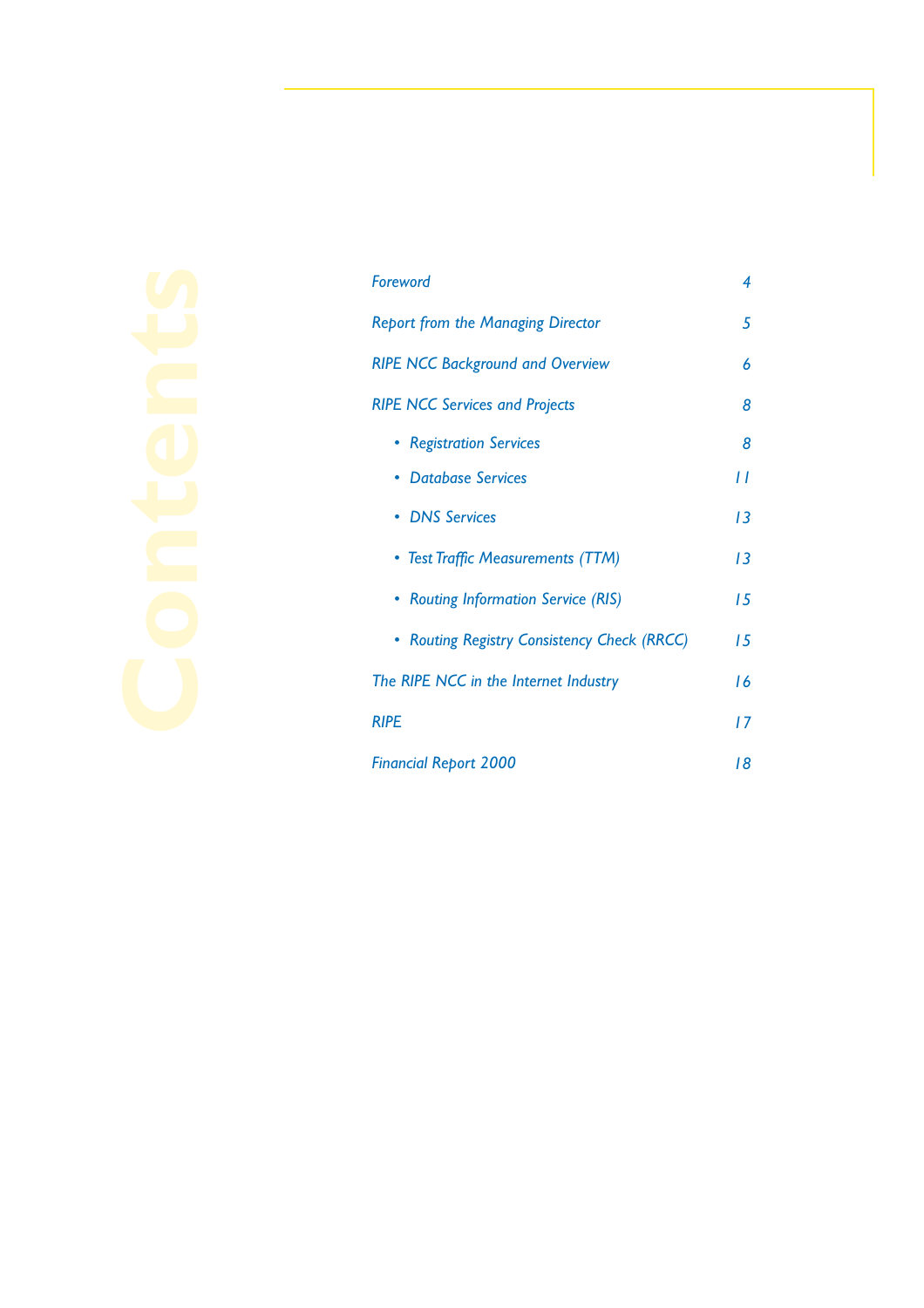# Contents

| | |
|---|---|
| *Foreword* | *4* |
| *Report from the Managing Director* | *5* |
| *RIPE NCC Background and Overview* | *6* |
| *RIPE NCC Services and Projects* | *8* |
| • *Registration Services* | *8* |
| • *Database Services* | *11* |
| • *DNS Services* | *13* |
| • *Test Traffic Measurements (TTM)* | *13* |
| • *Routing Information Service (RIS)* | *15* |
| • *Routing Registry Consistency Check (RRCC)* | *15* |
| *The RIPE NCC in the Internet Industry* | *16* |
| *RIPE* | *17* |
| *Financial Report 2000* | *18* |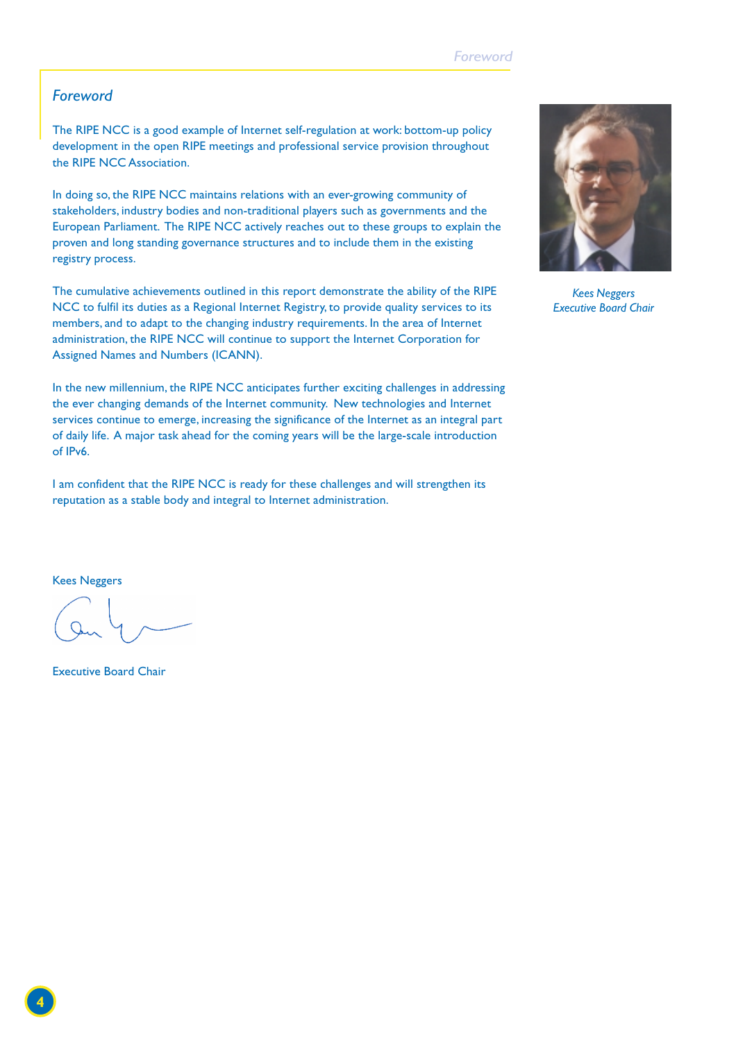## Foreword

The RIPE NCC is a good example of Internet self-regulation at work: bottom-up policy development in the open RIPE meetings and professional service provision throughout the RIPE NCC Association.

In doing so, the RIPE NCC maintains relations with an ever-growing community of stakeholders, industry bodies and non-traditional players such as governments and the European Parliament. The RIPE NCC actively reaches out to these groups to explain the proven and long standing governance structures and to include them in the existing registry process.

The cumulative achievements outlined in this report demonstrate the ability of the RIPE NCC to fulfil its duties as a Regional Internet Registry, to provide quality services to its members, and to adapt to the changing industry requirements. In the area of Internet administration, the RIPE NCC will continue to support the Internet Corporation for Assigned Names and Numbers (ICANN).

In the new millennium, the RIPE NCC anticipates further exciting challenges in addressing the ever changing demands of the Internet community. New technologies and Internet services continue to emerge, increasing the significance of the Internet as an integral part of daily life. A major task ahead for the coming years will be the large-scale introduction of IPv6.

I am confident that the RIPE NCC is ready for these challenges and will strengthen its reputation as a stable body and integral to Internet administration.

Kees Neggers

Executive Board Chair

*Kees Neggers*
*Executive Board Chair*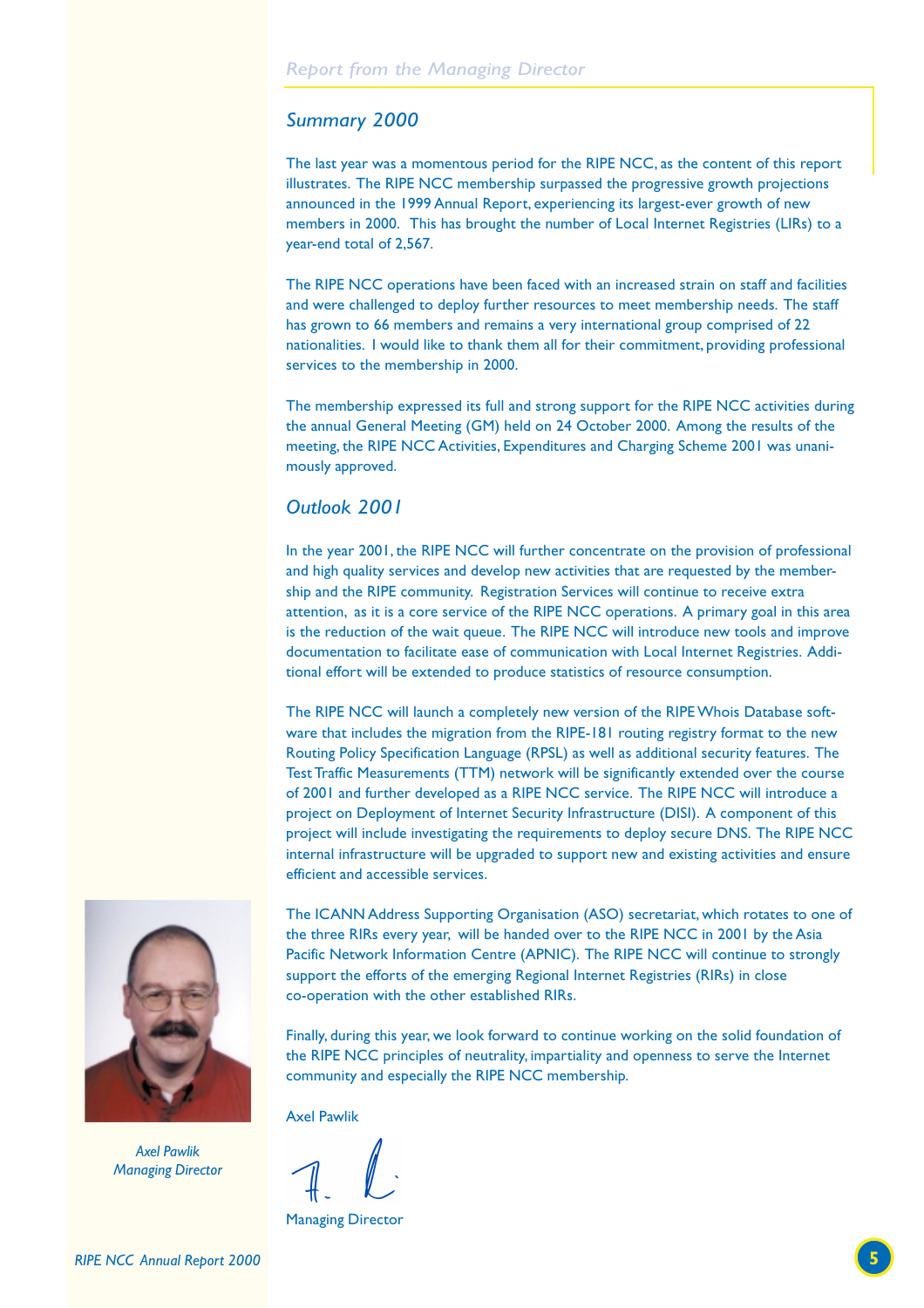## Summary 2000

The last year was a momentous period for the RIPE NCC, as the content of this report illustrates. The RIPE NCC membership surpassed the progressive growth projections announced in the 1999 Annual Report, experiencing its largest-ever growth of new members in 2000. This has brought the number of Local Internet Registries (LIRs) to a year-end total of 2,567.

The RIPE NCC operations have been faced with an increased strain on staff and facilities and were challenged to deploy further resources to meet membership needs. The staff has grown to 66 members and remains a very international group comprised of 22 nationalities. I would like to thank them all for their commitment, providing professional services to the membership in 2000.

The membership expressed its full and strong support for the RIPE NCC activities during the annual General Meeting (GM) held on 24 October 2000. Among the results of the meeting, the RIPE NCC Activities, Expenditures and Charging Scheme 2001 was unanimously approved.

## Outlook 2001

In the year 2001, the RIPE NCC will further concentrate on the provision of professional and high quality services and develop new activities that are requested by the membership and the RIPE community. Registration Services will continue to receive extra attention, as it is a core service of the RIPE NCC operations. A primary goal in this area is the reduction of the wait queue. The RIPE NCC will introduce new tools and improve documentation to facilitate ease of communication with Local Internet Registries. Additional effort will be extended to produce statistics of resource consumption.

The RIPE NCC will launch a completely new version of the RIPE Whois Database software that includes the migration from the RIPE-181 routing registry format to the new Routing Policy Specification Language (RPSL) as well as additional security features. The Test Traffic Measurements (TTM) network will be significantly extended over the course of 2001 and further developed as a RIPE NCC service. The RIPE NCC will introduce a project on Deployment of Internet Security Infrastructure (DISI). A component of this project will include investigating the requirements to deploy secure DNS. The RIPE NCC internal infrastructure will be upgraded to support new and existing activities and ensure efficient and accessible services.

The ICANN Address Supporting Organisation (ASO) secretariat, which rotates to one of the three RIRs every year, will be handed over to the RIPE NCC in 2001 by the Asia Pacific Network Information Centre (APNIC). The RIPE NCC will continue to strongly support the efforts of the emerging Regional Internet Registries (RIRs) in close co-operation with the other established RIRs.

Finally, during this year, we look forward to continue working on the solid foundation of the RIPE NCC principles of neutrality, impartiality and openness to serve the Internet community and especially the RIPE NCC membership.

Axel Pawlik

Managing Director

*Axel Pawlik*
*Managing Director*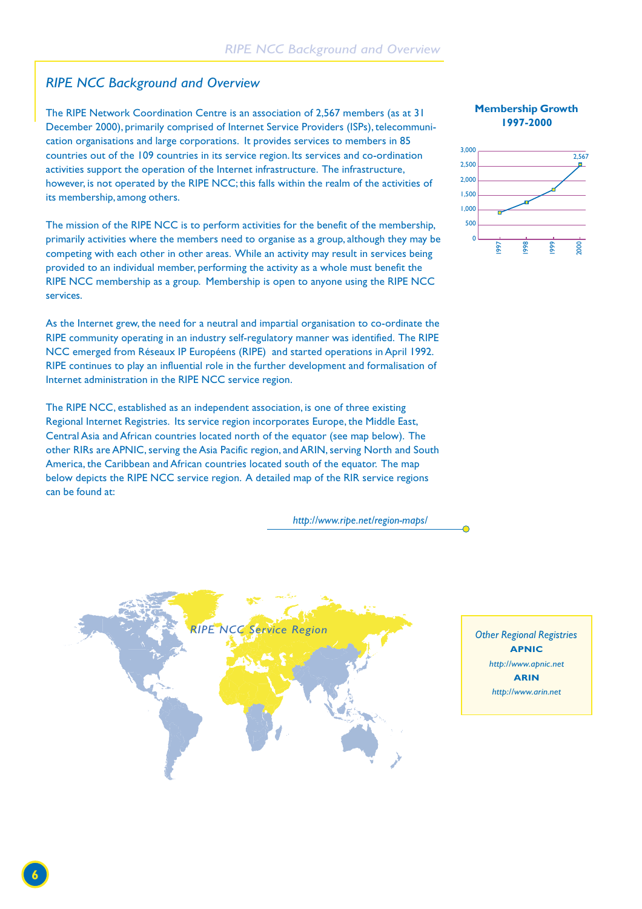## *RIPE NCC Background and Overview*

The RIPE Network Coordination Centre is an association of 2,567 members (as at 31 December 2000), primarily comprised of Internet Service Providers (ISPs), telecommunication organisations and large corporations. It provides services to members in 85 countries out of the 109 countries in its service region. Its services and co-ordination activities support the operation of the Internet infrastructure. The infrastructure, however, is not operated by the RIPE NCC; this falls within the realm of the activities of its membership, among others.

The mission of the RIPE NCC is to perform activities for the benefit of the membership, primarily activities where the members need to organise as a group, although they may be competing with each other in other areas. While an activity may result in services being provided to an individual member, performing the activity as a whole must benefit the RIPE NCC membership as a group. Membership is open to anyone using the RIPE NCC services.

As the Internet grew, the need for a neutral and impartial organisation to co-ordinate the RIPE community operating in an industry self-regulatory manner was identified. The RIPE NCC emerged from Réseaux IP Européens (RIPE) and started operations in April 1992. RIPE continues to play an influential role in the further development and formalisation of Internet administration in the RIPE NCC service region.

The RIPE NCC, established as an independent association, is one of three existing Regional Internet Registries. Its service region incorporates Europe, the Middle East, Central Asia and African countries located north of the equator (see map below). The other RIRs are APNIC, serving the Asia Pacific region, and ARIN, serving North and South America, the Caribbean and African countries located south of the equator. The map below depicts the RIPE NCC service region. A detailed map of the RIR service regions can be found at:

*http://www.ripe.net/region-maps/*

**Membership Growth 1997-2000**

(Chart: membership rising from 1997 to 2,567 in 2000)

*RIPE NCC Service Region*

*Other Regional Registries*

**APNIC**

*http://www.apnic.net*

**ARIN**

*http://www.arin.net*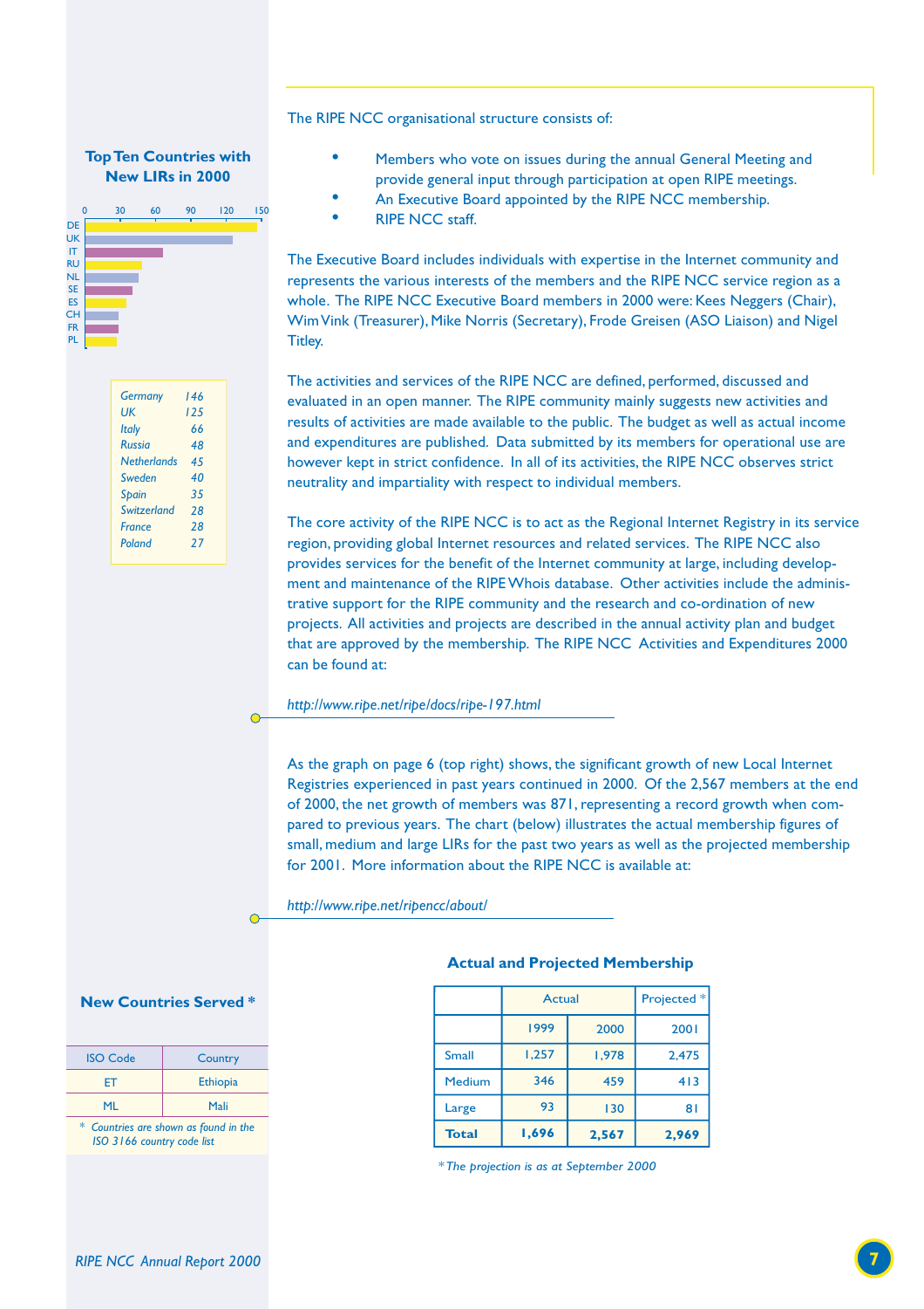The RIPE NCC organisational structure consists of:

- Members who vote on issues during the annual General Meeting and provide general input through participation at open RIPE meetings.
- An Executive Board appointed by the RIPE NCC membership.
- RIPE NCC staff.

The Executive Board includes individuals with expertise in the Internet community and represents the various interests of the members and the RIPE NCC service region as a whole. The RIPE NCC Executive Board members in 2000 were: Kees Neggers (Chair), Wim Vink (Treasurer), Mike Norris (Secretary), Frode Greisen (ASO Liaison) and Nigel Titley.

The activities and services of the RIPE NCC are defined, performed, discussed and evaluated in an open manner. The RIPE community mainly suggests new activities and results of activities are made available to the public. The budget as well as actual income and expenditures are published. Data submitted by its members for operational use are however kept in strict confidence. In all of its activities, the RIPE NCC observes strict neutrality and impartiality with respect to individual members.

The core activity of the RIPE NCC is to act as the Regional Internet Registry in its service region, providing global Internet resources and related services. The RIPE NCC also provides services for the benefit of the Internet community at large, including development and maintenance of the RIPE Whois database. Other activities include the administrative support for the RIPE community and the research and co-ordination of new projects. All activities and projects are described in the annual activity plan and budget that are approved by the membership. The RIPE NCC Activities and Expenditures 2000 can be found at:

*http://www.ripe.net/ripe/docs/ripe-197.html*

As the graph on page 6 (top right) shows, the significant growth of new Local Internet Registries experienced in past years continued in 2000. Of the 2,567 members at the end of 2000, the net growth of members was 871, representing a record growth when compared to previous years. The chart (below) illustrates the actual membership figures of small, medium and large LIRs for the past two years as well as the projected membership for 2001. More information about the RIPE NCC is available at:

*http://www.ripe.net/ripencc/about/*

### Top Ten Countries with New LIRs in 2000

| Country | New LIRs |
|---|---|
| Germany | 146 |
| UK | 125 |
| Italy | 66 |
| Russia | 48 |
| Netherlands | 45 |
| Sweden | 40 |
| Spain | 35 |
| Switzerland | 28 |
| France | 28 |
| Poland | 27 |

### Actual and Projected Membership

| | Actual | | Projected * |
|---|---|---|---|
| | 1999 | 2000 | 2001 |
| Small | 1,257 | 1,978 | 2,475 |
| Medium | 346 | 459 | 413 |
| Large | 93 | 130 | 81 |
| **Total** | **1,696** | **2,567** | **2,969** |

*\*The projection is as at September 2000*

### New Countries Served *

| ISO Code | Country |
|---|---|
| ET | Ethiopia |
| ML | Mali |

*\* Countries are shown as found in the ISO 3166 country code list*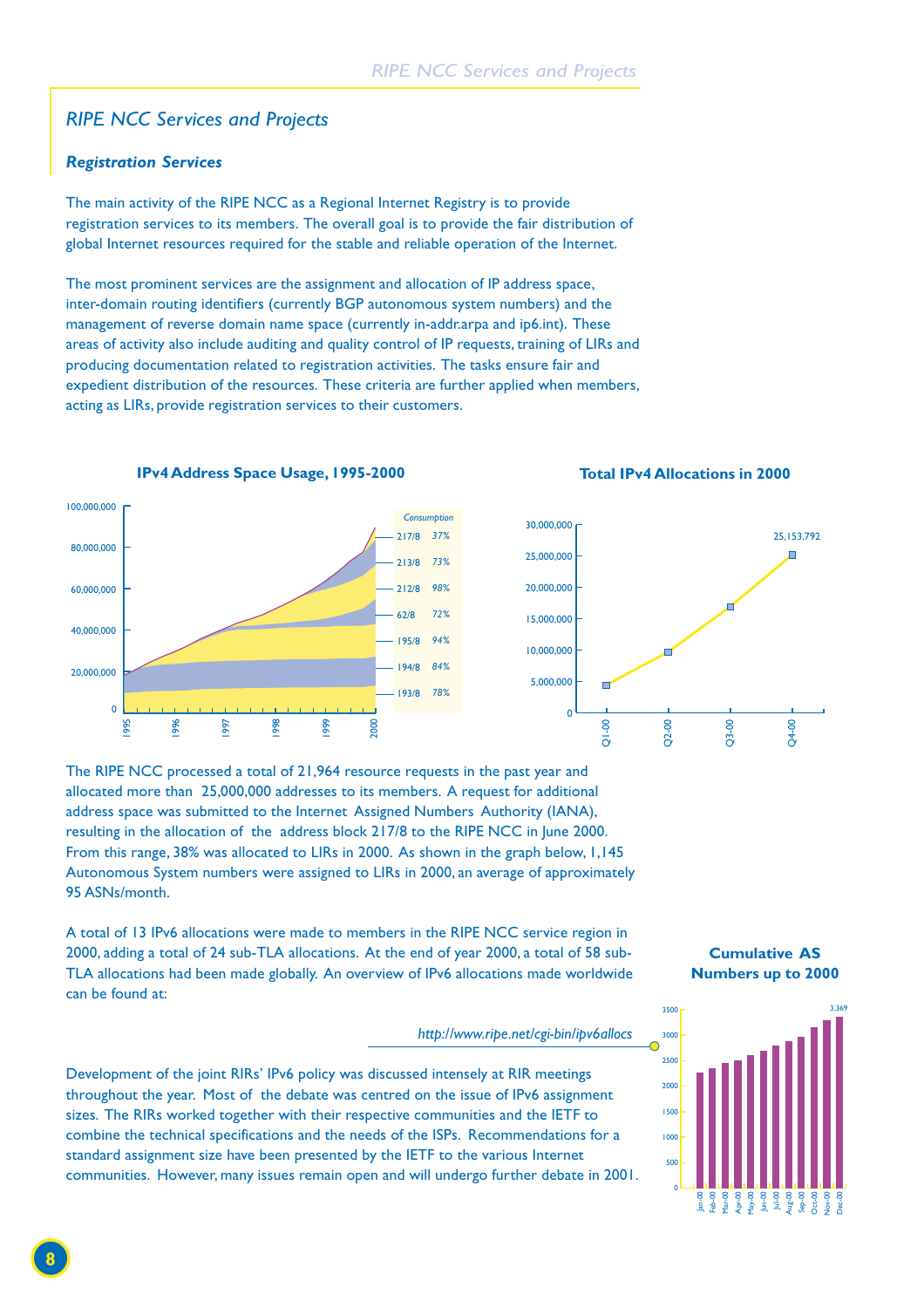## RIPE NCC Services and Projects

### Registration Services

The main activity of the RIPE NCC as a Regional Internet Registry is to provide registration services to its members. The overall goal is to provide the fair distribution of global Internet resources required for the stable and reliable operation of the Internet.

The most prominent services are the assignment and allocation of IP address space, inter-domain routing identifiers (currently BGP autonomous system numbers) and the management of reverse domain name space (currently in-addr.arpa and ip6.int). These areas of activity also include auditing and quality control of IP requests, training of LIRs and producing documentation related to registration activities. The tasks ensure fair and expedient distribution of the resources. These criteria are further applied when members, acting as LIRs, provide registration services to their customers.

**IPv4 Address Space Usage, 1995-2000**

| Consumption | |
|---|---|
| 217/8 | 37% |
| 213/8 | 73% |
| 212/8 | 98% |
| 62/8 | 72% |
| 195/8 | 94% |
| 194/8 | 84% |
| 193/8 | 78% |

**Total IPv4 Allocations in 2000**

Q4-00: 25,153,792

The RIPE NCC processed a total of 21,964 resource requests in the past year and allocated more than 25,000,000 addresses to its members. A request for additional address space was submitted to the Internet Assigned Numbers Authority (IANA), resulting in the allocation of the address block 217/8 to the RIPE NCC in June 2000. From this range, 38% was allocated to LIRs in 2000. As shown in the graph below, 1,145 Autonomous System numbers were assigned to LIRs in 2000, an average of approximately 95 ASNs/month.

A total of 13 IPv6 allocations were made to members in the RIPE NCC service region in 2000, adding a total of 24 sub-TLA allocations. At the end of year 2000, a total of 58 sub-TLA allocations had been made globally. An overview of IPv6 allocations made worldwide can be found at:

*http://www.ripe.net/cgi-bin/ipv6allocs*

**Cumulative AS Numbers up to 2000**

Dec-00: 3,369

Development of the joint RIRs' IPv6 policy was discussed intensely at RIR meetings throughout the year. Most of the debate was centred on the issue of IPv6 assignment sizes. The RIRs worked together with their respective communities and the IETF to combine the technical specifications and the needs of the ISPs. Recommendations for a standard assignment size have been presented by the IETF to the various Internet communities. However, many issues remain open and will undergo further debate in 2001.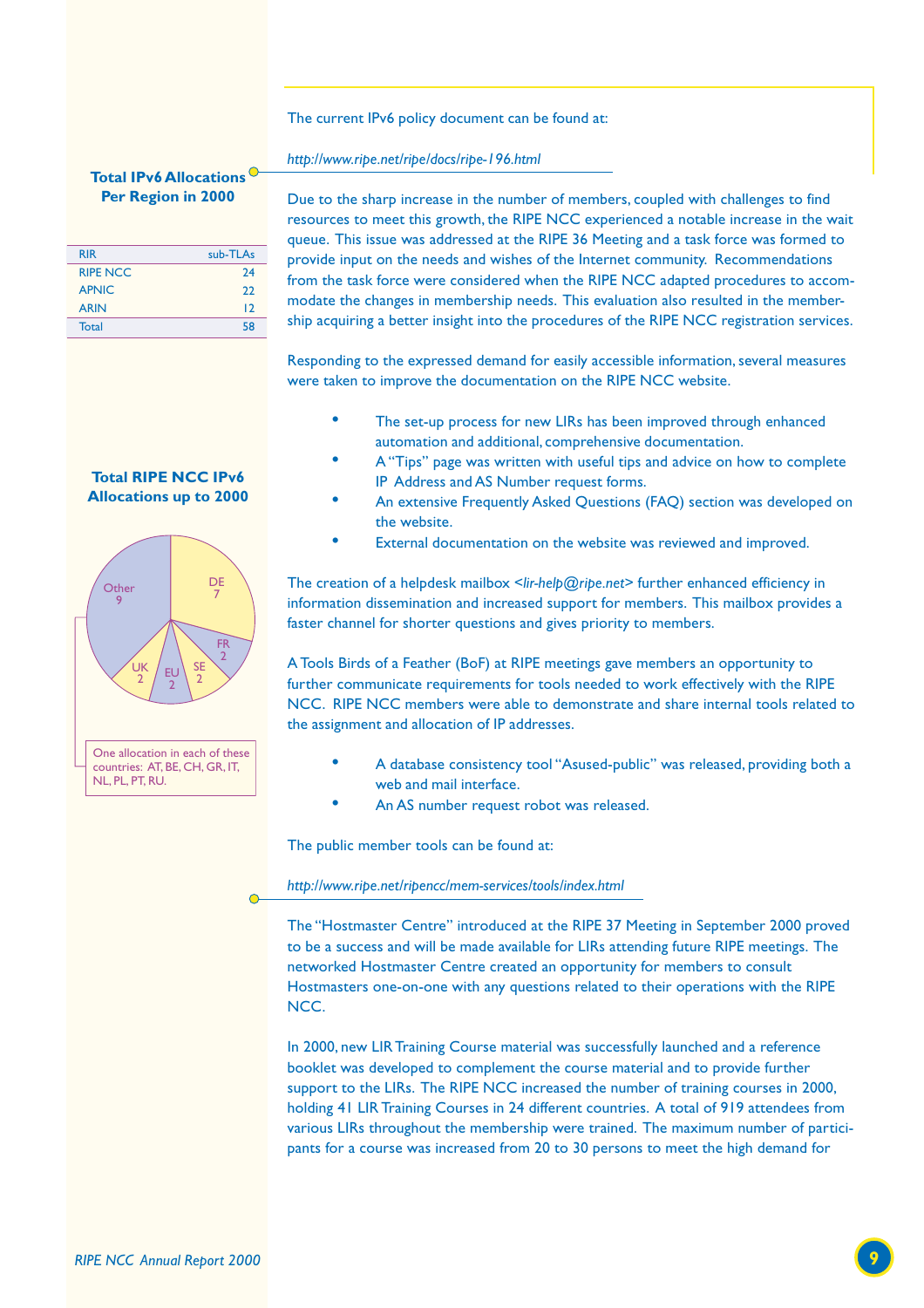The current IPv6 policy document can be found at:

*http://www.ripe.net/ripe/docs/ripe-196.html*

**Total IPv6 Allocations Per Region in 2000**

| RIR | sub-TLAs |
|---|---|
| RIPE NCC | 24 |
| APNIC | 22 |
| ARIN | 12 |
| Total | 58 |

**Total RIPE NCC IPv6 Allocations up to 2000**

| Country | Allocations |
|---|---|
| DE | 7 |
| FR | 2 |
| SE | 2 |
| EU | 2 |
| UK | 2 |
| Other | 9 |

One allocation in each of these countries: AT, BE, CH, GR, IT, NL, PL, PT, RU.

Due to the sharp increase in the number of members, coupled with challenges to find resources to meet this growth, the RIPE NCC experienced a notable increase in the wait queue. This issue was addressed at the RIPE 36 Meeting and a task force was formed to provide input on the needs and wishes of the Internet community. Recommendations from the task force were considered when the RIPE NCC adapted procedures to accommodate the changes in membership needs. This evaluation also resulted in the membership acquiring a better insight into the procedures of the RIPE NCC registration services.

Responding to the expressed demand for easily accessible information, several measures were taken to improve the documentation on the RIPE NCC website.

- The set-up process for new LIRs has been improved through enhanced automation and additional, comprehensive documentation.
- A "Tips" page was written with useful tips and advice on how to complete IP Address and AS Number request forms.
- An extensive Frequently Asked Questions (FAQ) section was developed on the website.
- External documentation on the website was reviewed and improved.

The creation of a helpdesk mailbox <*lir-help@ripe.net*> further enhanced efficiency in information dissemination and increased support for members. This mailbox provides a faster channel for shorter questions and gives priority to members.

A Tools Birds of a Feather (BoF) at RIPE meetings gave members an opportunity to further communicate requirements for tools needed to work effectively with the RIPE NCC. RIPE NCC members were able to demonstrate and share internal tools related to the assignment and allocation of IP addresses.

- A database consistency tool "Asused-public" was released, providing both a web and mail interface.
- An AS number request robot was released.

The public member tools can be found at:

*http://www.ripe.net/ripencc/mem-services/tools/index.html*

The "Hostmaster Centre" introduced at the RIPE 37 Meeting in September 2000 proved to be a success and will be made available for LIRs attending future RIPE meetings. The networked Hostmaster Centre created an opportunity for members to consult Hostmasters one-on-one with any questions related to their operations with the RIPE NCC.

In 2000, new LIR Training Course material was successfully launched and a reference booklet was developed to complement the course material and to provide further support to the LIRs. The RIPE NCC increased the number of training courses in 2000, holding 41 LIR Training Courses in 24 different countries. A total of 919 attendees from various LIRs throughout the membership were trained. The maximum number of participants for a course was increased from 20 to 30 persons to meet the high demand for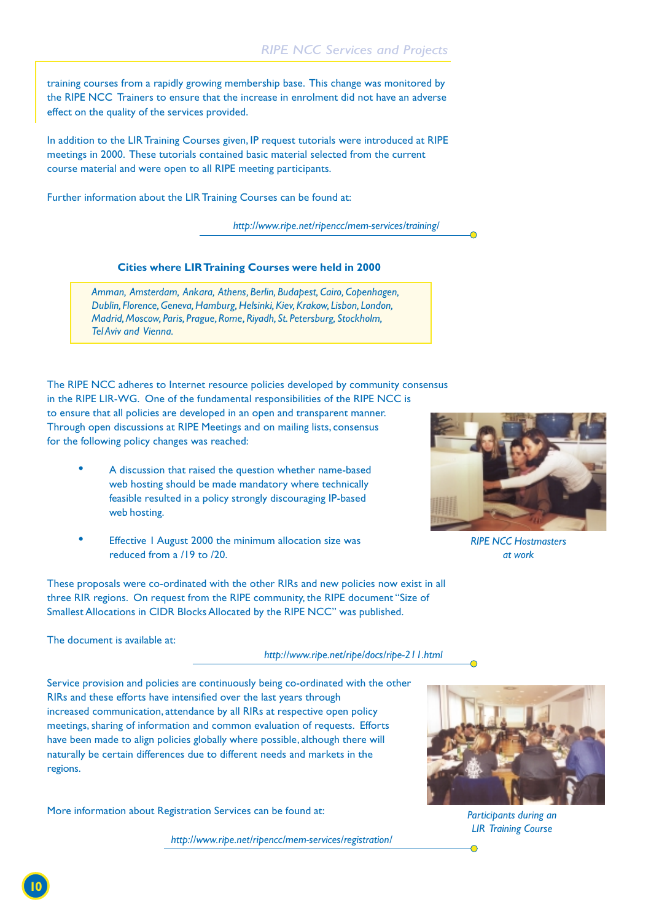training courses from a rapidly growing membership base. This change was monitored by the RIPE NCC Trainers to ensure that the increase in enrolment did not have an adverse effect on the quality of the services provided.

In addition to the LIR Training Courses given, IP request tutorials were introduced at RIPE meetings in 2000. These tutorials contained basic material selected from the current course material and were open to all RIPE meeting participants.

Further information about the LIR Training Courses can be found at:

*http://www.ripe.net/ripencc/mem-services/training/*

**Cities where LIR Training Courses were held in 2000**

*Amman, Amsterdam, Ankara, Athens, Berlin, Budapest, Cairo, Copenhagen, Dublin, Florence, Geneva, Hamburg, Helsinki, Kiev, Krakow, Lisbon, London, Madrid, Moscow, Paris, Prague, Rome, Riyadh, St. Petersburg, Stockholm, Tel Aviv and Vienna.*

The RIPE NCC adheres to Internet resource policies developed by community consensus in the RIPE LIR-WG. One of the fundamental responsibilities of the RIPE NCC is to ensure that all policies are developed in an open and transparent manner. Through open discussions at RIPE Meetings and on mailing lists, consensus for the following policy changes was reached:

- A discussion that raised the question whether name-based web hosting should be made mandatory where technically feasible resulted in a policy strongly discouraging IP-based web hosting.
- Effective 1 August 2000 the minimum allocation size was reduced from a /19 to /20.

*RIPE NCC Hostmasters at work*

These proposals were co-ordinated with the other RIRs and new policies now exist in all three RIR regions. On request from the RIPE community, the RIPE document "Size of Smallest Allocations in CIDR Blocks Allocated by the RIPE NCC" was published.

The document is available at:

*http://www.ripe.net/ripe/docs/ripe-211.html*

Service provision and policies are continuously being co-ordinated with the other RIRs and these efforts have intensified over the last years through increased communication, attendance by all RIRs at respective open policy meetings, sharing of information and common evaluation of requests. Efforts have been made to align policies globally where possible, although there will naturally be certain differences due to different needs and markets in the regions.

*Participants during an LIR Training Course*

More information about Registration Services can be found at:

*http://www.ripe.net/ripencc/mem-services/registration/*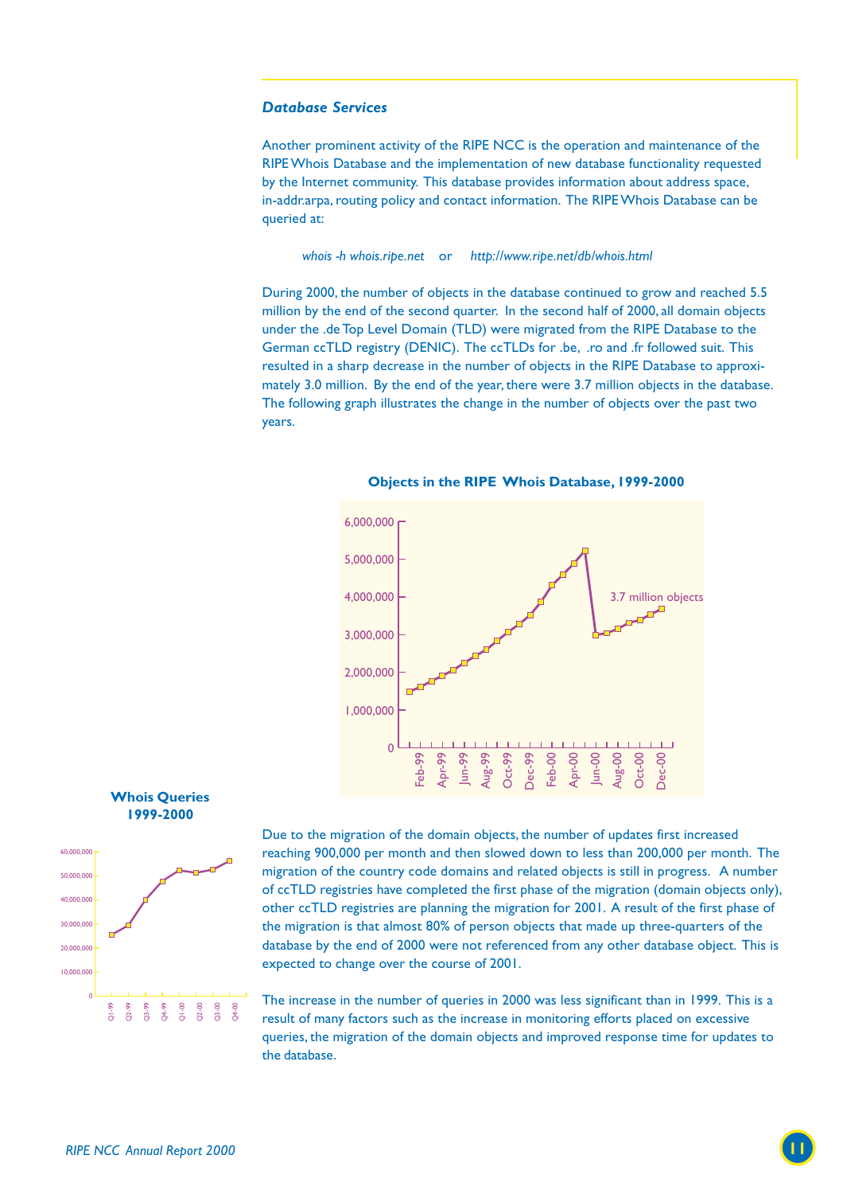### *Database Services*

Another prominent activity of the RIPE NCC is the operation and maintenance of the RIPE Whois Database and the implementation of new database functionality requested by the Internet community. This database provides information about address space, in-addr.arpa, routing policy and contact information. The RIPE Whois Database can be queried at:

*whois -h whois.ripe.net* or *http://www.ripe.net/db/whois.html*

During 2000, the number of objects in the database continued to grow and reached 5.5 million by the end of the second quarter. In the second half of 2000, all domain objects under the .de Top Level Domain (TLD) were migrated from the RIPE Database to the German ccTLD registry (DENIC). The ccTLDs for .be, .ro and .fr followed suit. This resulted in a sharp decrease in the number of objects in the RIPE Database to approximately 3.0 million. By the end of the year, there were 3.7 million objects in the database. The following graph illustrates the change in the number of objects over the past two years.

**Objects in the RIPE Whois Database, 1999-2000**

**Whois Queries 1999-2000**

Due to the migration of the domain objects, the number of updates first increased reaching 900,000 per month and then slowed down to less than 200,000 per month. The migration of the country code domains and related objects is still in progress. A number of ccTLD registries have completed the first phase of the migration (domain objects only), other ccTLD registries are planning the migration for 2001. A result of the first phase of the migration is that almost 80% of person objects that made up three-quarters of the database by the end of 2000 were not referenced from any other database object. This is expected to change over the course of 2001.

The increase in the number of queries in 2000 was less significant than in 1999. This is a result of many factors such as the increase in monitoring efforts placed on excessive queries, the migration of the domain objects and improved response time for updates to the database.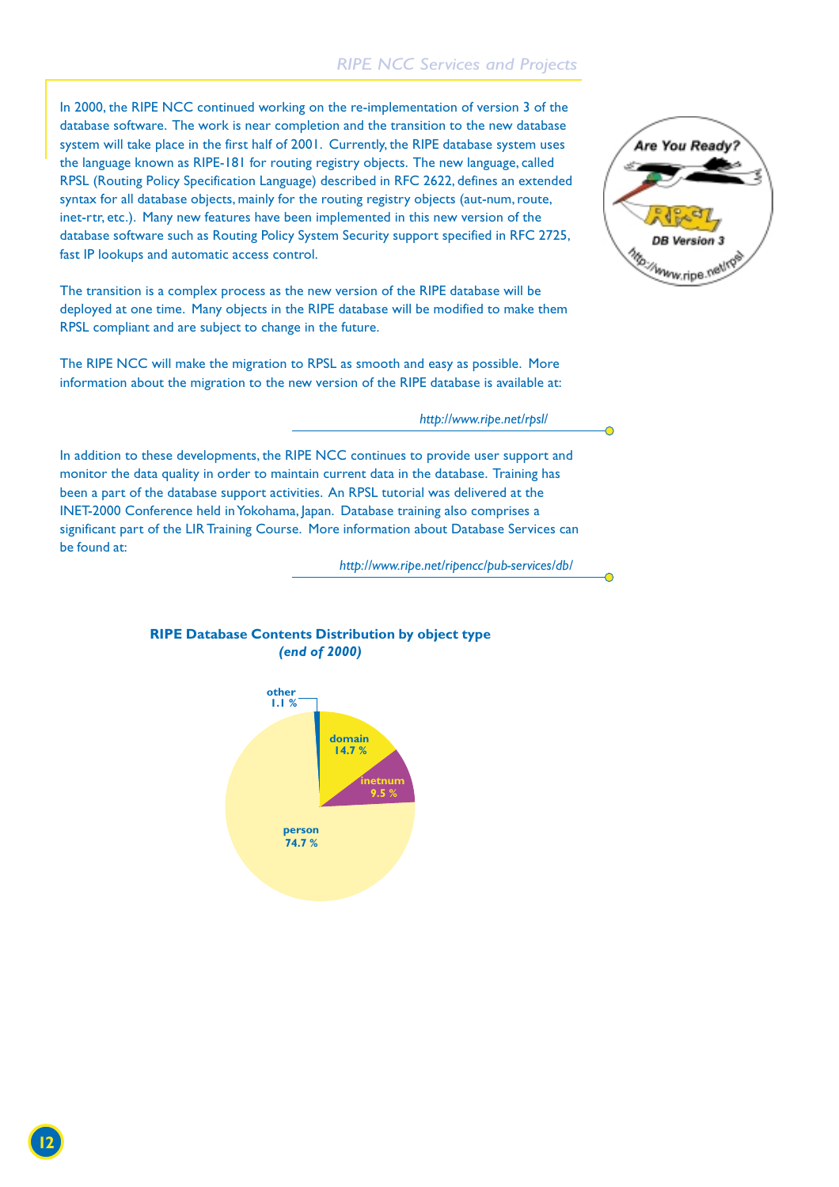In 2000, the RIPE NCC continued working on the re-implementation of version 3 of the database software. The work is near completion and the transition to the new database system will take place in the first half of 2001. Currently, the RIPE database system uses the language known as RIPE-181 for routing registry objects. The new language, called RPSL (Routing Policy Specification Language) described in RFC 2622, defines an extended syntax for all database objects, mainly for the routing registry objects (aut-num, route, inet-rtr, etc.). Many new features have been implemented in this new version of the database software such as Routing Policy System Security support specified in RFC 2725, fast IP lookups and automatic access control.

The transition is a complex process as the new version of the RIPE database will be deployed at one time. Many objects in the RIPE database will be modified to make them RPSL compliant and are subject to change in the future.

The RIPE NCC will make the migration to RPSL as smooth and easy as possible. More information about the migration to the new version of the RIPE database is available at:

*http://www.ripe.net/rpsl/*

In addition to these developments, the RIPE NCC continues to provide user support and monitor the data quality in order to maintain current data in the database. Training has been a part of the database support activities. An RPSL tutorial was delivered at the INET-2000 Conference held in Yokohama, Japan. Database training also comprises a significant part of the LIR Training Course. More information about Database Services can be found at:

*http://www.ripe.net/ripencc/pub-services/db/*

**RIPE Database Contents Distribution by object type**
***(end of 2000)***

| Object type | Share |
|---|---|
| person | 74.7 % |
| domain | 14.7 % |
| inetnum | 9.5 % |
| other | 1.1 % |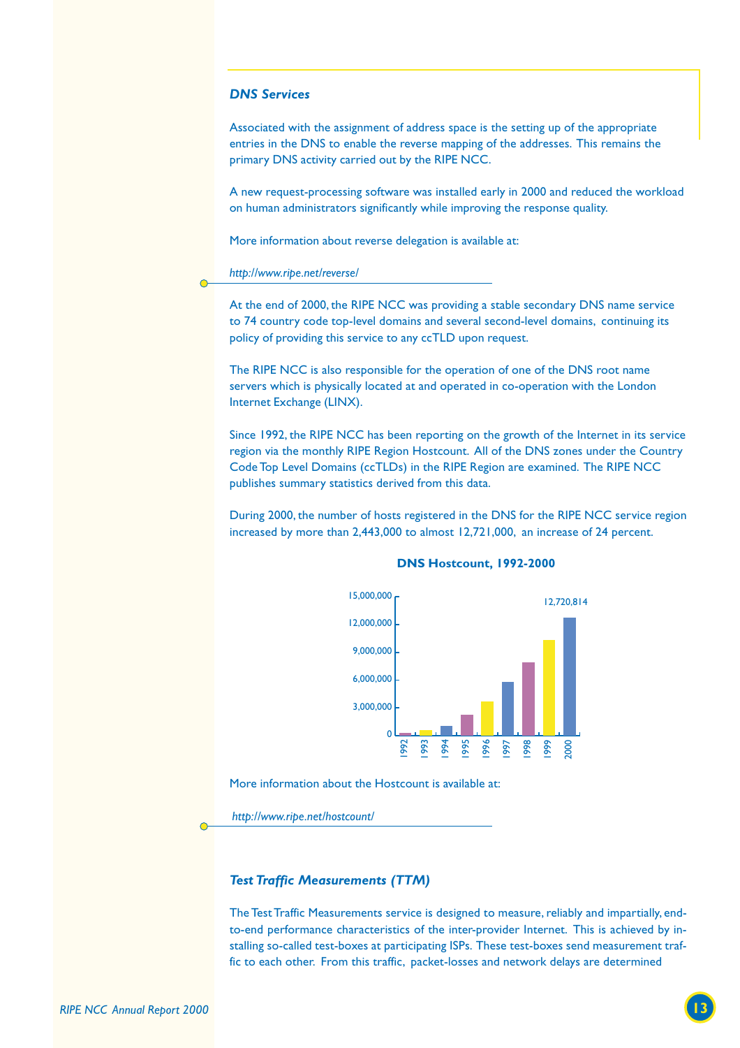### *DNS Services*

Associated with the assignment of address space is the setting up of the appropriate entries in the DNS to enable the reverse mapping of the addresses. This remains the primary DNS activity carried out by the RIPE NCC.

A new request-processing software was installed early in 2000 and reduced the workload on human administrators significantly while improving the response quality.

More information about reverse delegation is available at:

*http://www.ripe.net/reverse/*

At the end of 2000, the RIPE NCC was providing a stable secondary DNS name service to 74 country code top-level domains and several second-level domains, continuing its policy of providing this service to any ccTLD upon request.

The RIPE NCC is also responsible for the operation of one of the DNS root name servers which is physically located at and operated in co-operation with the London Internet Exchange (LINX).

Since 1992, the RIPE NCC has been reporting on the growth of the Internet in its service region via the monthly RIPE Region Hostcount. All of the DNS zones under the Country Code Top Level Domains (ccTLDs) in the RIPE Region are examined. The RIPE NCC publishes summary statistics derived from this data.

During 2000, the number of hosts registered in the DNS for the RIPE NCC service region increased by more than 2,443,000 to almost 12,721,000, an increase of 24 percent.

**DNS Hostcount, 1992-2000**

15,000,000
12,000,000
9,000,000
6,000,000
3,000,000
0

1992 1993 1994 1995 1996 1997 1998 1999 2000

12,720,814

More information about the Hostcount is available at:

*http://www.ripe.net/hostcount/*

### *Test Traffic Measurements (TTM)*

The Test Traffic Measurements service is designed to measure, reliably and impartially, end-to-end performance characteristics of the inter-provider Internet. This is achieved by installing so-called test-boxes at participating ISPs. These test-boxes send measurement traffic to each other. From this traffic, packet-losses and network delays are determined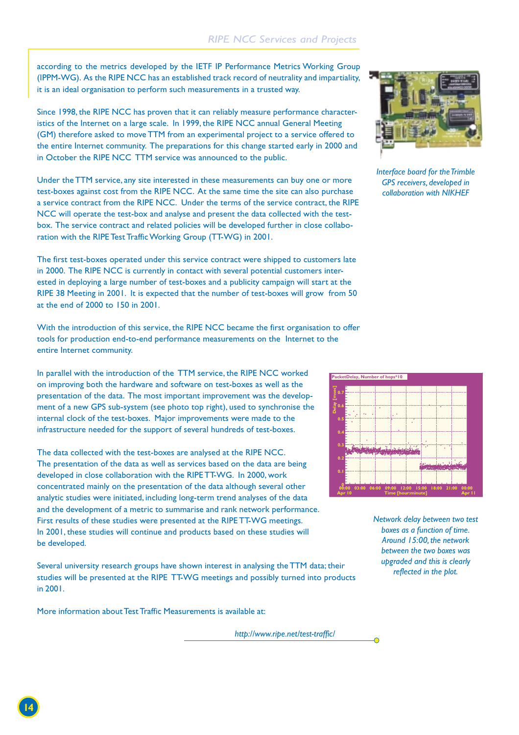according to the metrics developed by the IETF IP Performance Metrics Working Group (IPPM-WG). As the RIPE NCC has an established track record of neutrality and impartiality, it is an ideal organisation to perform such measurements in a trusted way.

Since 1998, the RIPE NCC has proven that it can reliably measure performance characteristics of the Internet on a large scale. In 1999, the RIPE NCC annual General Meeting (GM) therefore asked to move TTM from an experimental project to a service offered to the entire Internet community. The preparations for this change started early in 2000 and in October the RIPE NCC TTM service was announced to the public.

Under the TTM service, any site interested in these measurements can buy one or more test-boxes against cost from the RIPE NCC. At the same time the site can also purchase a service contract from the RIPE NCC. Under the terms of the service contract, the RIPE NCC will operate the test-box and analyse and present the data collected with the test-box. The service contract and related policies will be developed further in close collaboration with the RIPE Test Traffic Working Group (TT-WG) in 2001.

The first test-boxes operated under this service contract were shipped to customers late in 2000. The RIPE NCC is currently in contact with several potential customers interested in deploying a large number of test-boxes and a publicity campaign will start at the RIPE 38 Meeting in 2001. It is expected that the number of test-boxes will grow from 50 at the end of 2000 to 150 in 2001.

With the introduction of this service, the RIPE NCC became the first organisation to offer tools for production end-to-end performance measurements on the Internet to the entire Internet community.

In parallel with the introduction of the TTM service, the RIPE NCC worked on improving both the hardware and software on test-boxes as well as the presentation of the data. The most important improvement was the development of a new GPS sub-system (see photo top right), used to synchronise the internal clock of the test-boxes. Major improvements were made to the infrastructure needed for the support of several hundreds of test-boxes.

The data collected with the test-boxes are analysed at the RIPE NCC. The presentation of the data as well as services based on the data are being developed in close collaboration with the RIPE TT-WG. In 2000, work concentrated mainly on the presentation of the data although several other analytic studies were initiated, including long-term trend analyses of the data and the development of a metric to summarise and rank network performance. First results of these studies were presented at the RIPE TT-WG meetings. In 2001, these studies will continue and products based on these studies will be developed.

Several university research groups have shown interest in analysing the TTM data; their studies will be presented at the RIPE TT-WG meetings and possibly turned into products in 2001.

More information about Test Traffic Measurements is available at:

*http://www.ripe.net/test-traffic/*

*Interface board for the Trimble GPS receivers, developed in collaboration with NIKHEF*

*Network delay between two test boxes as a function of time. Around 15:00, the network between the two boxes was upgraded and this is clearly reflected in the plot.*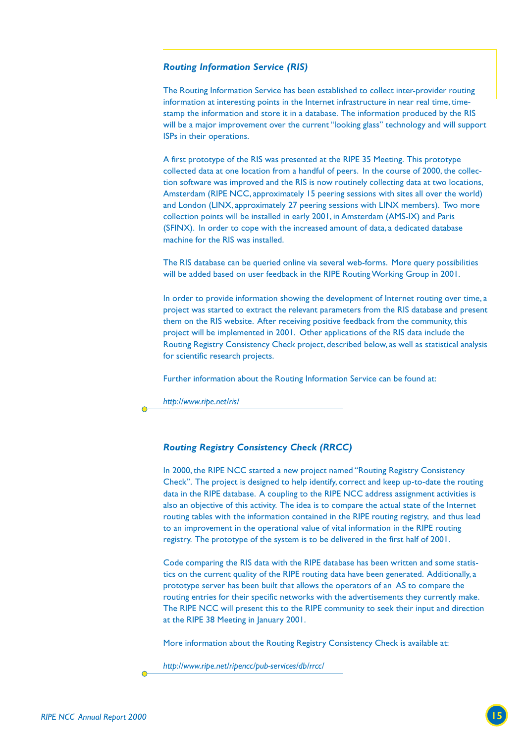### *Routing Information Service (RIS)*

The Routing Information Service has been established to collect inter-provider routing information at interesting points in the Internet infrastructure in near real time, time-stamp the information and store it in a database. The information produced by the RIS will be a major improvement over the current "looking glass" technology and will support ISPs in their operations.

A first prototype of the RIS was presented at the RIPE 35 Meeting. This prototype collected data at one location from a handful of peers. In the course of 2000, the collection software was improved and the RIS is now routinely collecting data at two locations, Amsterdam (RIPE NCC, approximately 15 peering sessions with sites all over the world) and London (LINX, approximately 27 peering sessions with LINX members). Two more collection points will be installed in early 2001, in Amsterdam (AMS-IX) and Paris (SFINX). In order to cope with the increased amount of data, a dedicated database machine for the RIS was installed.

The RIS database can be queried online via several web-forms. More query possibilities will be added based on user feedback in the RIPE Routing Working Group in 2001.

In order to provide information showing the development of Internet routing over time, a project was started to extract the relevant parameters from the RIS database and present them on the RIS website. After receiving positive feedback from the community, this project will be implemented in 2001. Other applications of the RIS data include the Routing Registry Consistency Check project, described below, as well as statistical analysis for scientific research projects.

Further information about the Routing Information Service can be found at:

*http://www.ripe.net/ris/*

### *Routing Registry Consistency Check (RRCC)*

In 2000, the RIPE NCC started a new project named "Routing Registry Consistency Check". The project is designed to help identify, correct and keep up-to-date the routing data in the RIPE database. A coupling to the RIPE NCC address assignment activities is also an objective of this activity. The idea is to compare the actual state of the Internet routing tables with the information contained in the RIPE routing registry, and thus lead to an improvement in the operational value of vital information in the RIPE routing registry. The prototype of the system is to be delivered in the first half of 2001.

Code comparing the RIS data with the RIPE database has been written and some statistics on the current quality of the RIPE routing data have been generated. Additionally, a prototype server has been built that allows the operators of an AS to compare the routing entries for their specific networks with the advertisements they currently make. The RIPE NCC will present this to the RIPE community to seek their input and direction at the RIPE 38 Meeting in January 2001.

More information about the Routing Registry Consistency Check is available at:

*http://www.ripe.net/ripencc/pub-services/db/rrcc/*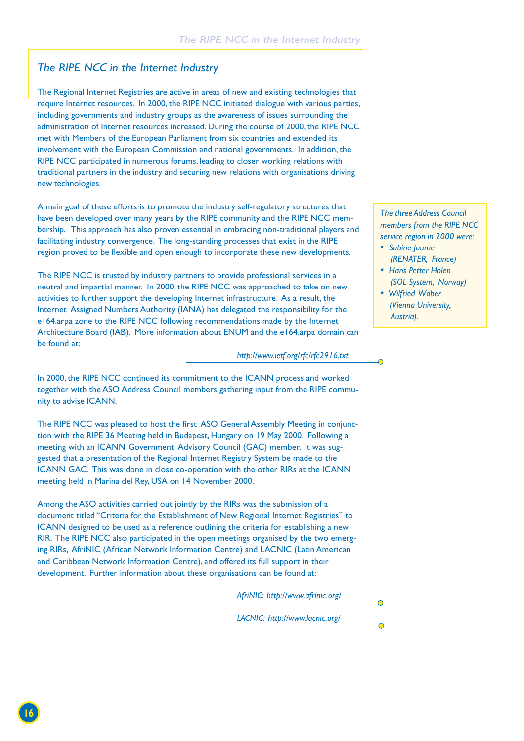## *The RIPE NCC in the Internet Industry*

The Regional Internet Registries are active in areas of new and existing technologies that require Internet resources. In 2000, the RIPE NCC initiated dialogue with various parties, including governments and industry groups as the awareness of issues surrounding the administration of Internet resources increased. During the course of 2000, the RIPE NCC met with Members of the European Parliament from six countries and extended its involvement with the European Commission and national governments. In addition, the RIPE NCC participated in numerous forums, leading to closer working relations with traditional partners in the industry and securing new relations with organisations driving new technologies.

A main goal of these efforts is to promote the industry self-regulatory structures that have been developed over many years by the RIPE community and the RIPE NCC membership. This approach has also proven essential in embracing non-traditional players and facilitating industry convergence. The long-standing processes that exist in the RIPE region proved to be flexible and open enough to incorporate these new developments.

*The three Address Council members from the RIPE NCC service region in 2000 were:*

- *Sabine Jaume (RENATER, France)*
- *Hans Petter Holen (SOL System, Norway)*
- *Wilfried Wöber (Vienna University, Austria).*

The RIPE NCC is trusted by industry partners to provide professional services in a neutral and impartial manner. In 2000, the RIPE NCC was approached to take on new activities to further support the developing Internet infrastructure. As a result, the Internet Assigned Numbers Authority (IANA) has delegated the responsibility for the e164.arpa zone to the RIPE NCC following recommendations made by the Internet Architecture Board (IAB). More information about ENUM and the e164.arpa domain can be found at:

*http://www.ietf.org/rfc/rfc2916.txt*

In 2000, the RIPE NCC continued its commitment to the ICANN process and worked together with the ASO Address Council members gathering input from the RIPE community to advise ICANN.

The RIPE NCC was pleased to host the first ASO General Assembly Meeting in conjunction with the RIPE 36 Meeting held in Budapest, Hungary on 19 May 2000. Following a meeting with an ICANN Government Advisory Council (GAC) member, it was suggested that a presentation of the Regional Internet Registry System be made to the ICANN GAC. This was done in close co-operation with the other RIRs at the ICANN meeting held in Marina del Rey, USA on 14 November 2000.

Among the ASO activities carried out jointly by the RIRs was the submission of a document titled "Criteria for the Establishment of New Regional Internet Registries" to ICANN designed to be used as a reference outlining the criteria for establishing a new RIR. The RIPE NCC also participated in the open meetings organised by the two emerging RIRs, AfriNIC (African Network Information Centre) and LACNIC (Latin American and Caribbean Network Information Centre), and offered its full support in their development. Further information about these organisations can be found at:

*AfriNIC: http://www.afrinic.org/*

*LACNIC: http://www.lacnic.org/*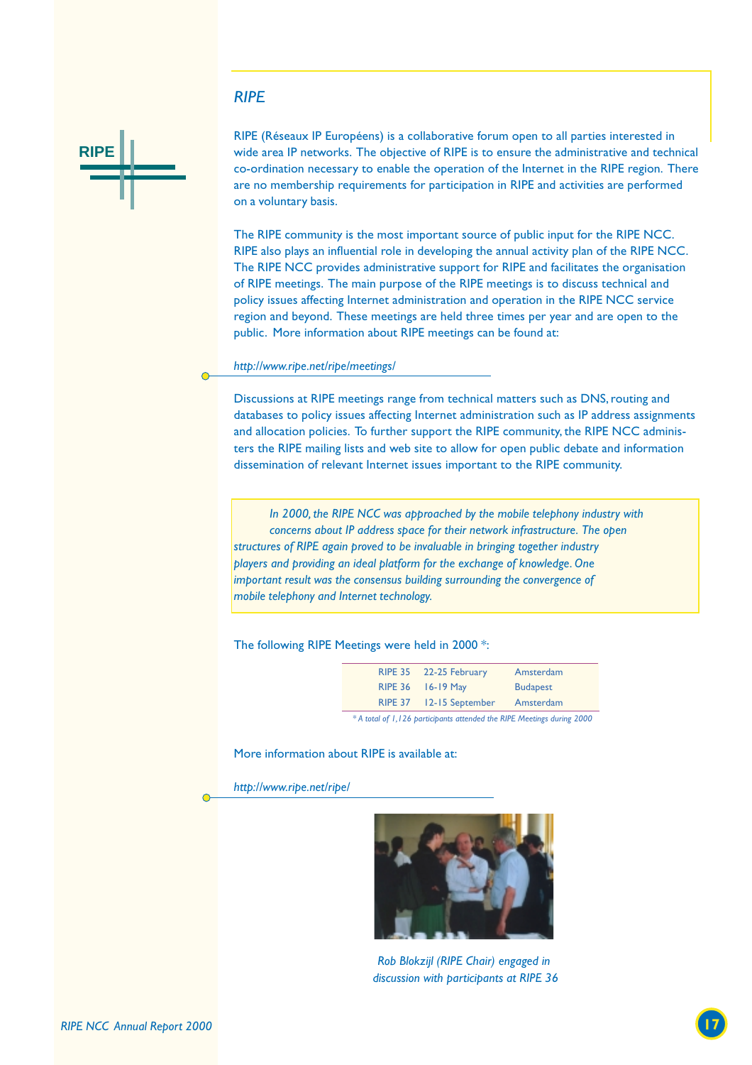## RIPE

RIPE (Réseaux IP Européens) is a collaborative forum open to all parties interested in wide area IP networks. The objective of RIPE is to ensure the administrative and technical co-ordination necessary to enable the operation of the Internet in the RIPE region. There are no membership requirements for participation in RIPE and activities are performed on a voluntary basis.

The RIPE community is the most important source of public input for the RIPE NCC. RIPE also plays an influential role in developing the annual activity plan of the RIPE NCC. The RIPE NCC provides administrative support for RIPE and facilitates the organisation of RIPE meetings. The main purpose of the RIPE meetings is to discuss technical and policy issues affecting Internet administration and operation in the RIPE NCC service region and beyond. These meetings are held three times per year and are open to the public. More information about RIPE meetings can be found at:

*http://www.ripe.net/ripe/meetings/*

Discussions at RIPE meetings range from technical matters such as DNS, routing and databases to policy issues affecting Internet administration such as IP address assignments and allocation policies. To further support the RIPE community, the RIPE NCC administers the RIPE mailing lists and web site to allow for open public debate and information dissemination of relevant Internet issues important to the RIPE community.

*In 2000, the RIPE NCC was approached by the mobile telephony industry with concerns about IP address space for their network infrastructure. The open structures of RIPE again proved to be invaluable in bringing together industry players and providing an ideal platform for the exchange of knowledge. One important result was the consensus building surrounding the convergence of mobile telephony and Internet technology.*

The following RIPE Meetings were held in 2000 *:

| | | |
|---|---|---|
| RIPE 35 | 22-25 February | Amsterdam |
| RIPE 36 | 16-19 May | Budapest |
| RIPE 37 | 12-15 September | Amsterdam |

*\* A total of 1,126 participants attended the RIPE Meetings during 2000*

More information about RIPE is available at:

*http://www.ripe.net/ripe/*

*Rob Blokzijl (RIPE Chair) engaged in discussion with participants at RIPE 36*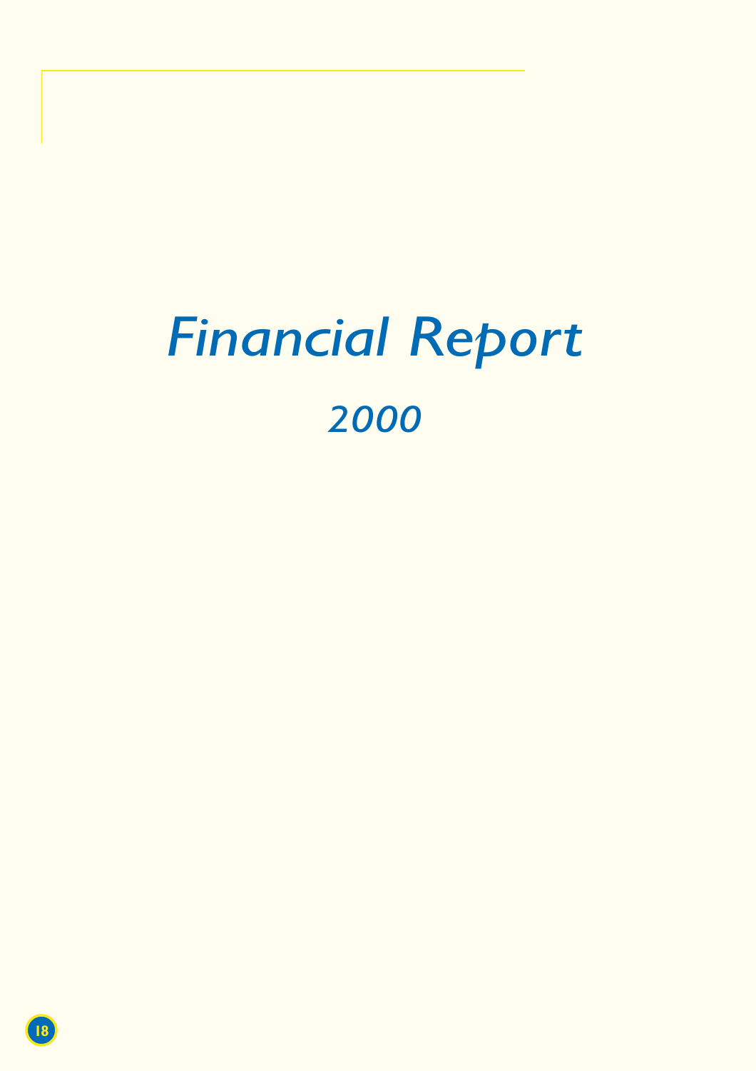# *Financial Report*

## *2000*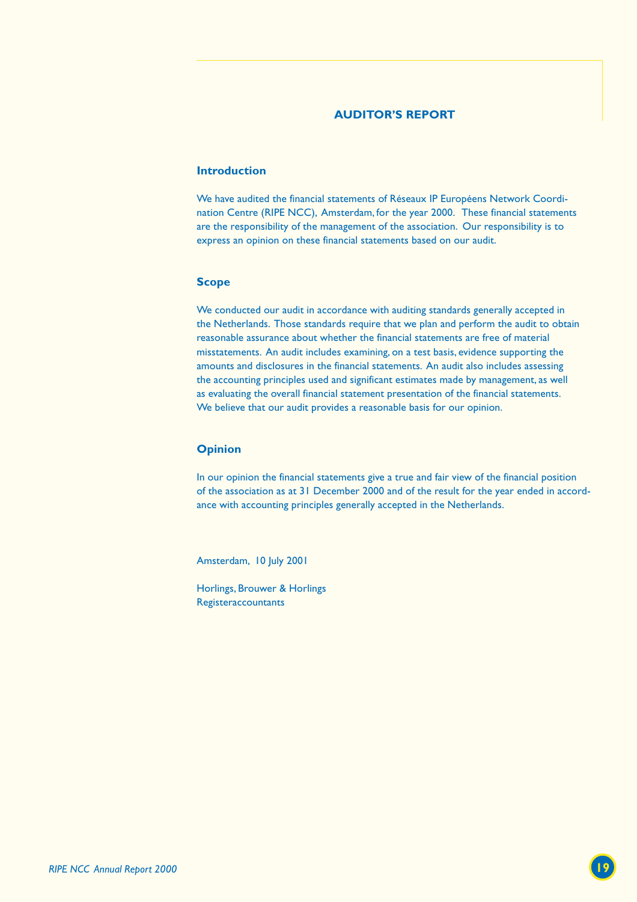# AUDITOR'S REPORT

## Introduction

We have audited the financial statements of Réseaux IP Européens Network Coordination Centre (RIPE NCC), Amsterdam, for the year 2000. These financial statements are the responsibility of the management of the association. Our responsibility is to express an opinion on these financial statements based on our audit.

## Scope

We conducted our audit in accordance with auditing standards generally accepted in the Netherlands. Those standards require that we plan and perform the audit to obtain reasonable assurance about whether the financial statements are free of material misstatements. An audit includes examining, on a test basis, evidence supporting the amounts and disclosures in the financial statements. An audit also includes assessing the accounting principles used and significant estimates made by management, as well as evaluating the overall financial statement presentation of the financial statements. We believe that our audit provides a reasonable basis for our opinion.

## Opinion

In our opinion the financial statements give a true and fair view of the financial position of the association as at 31 December 2000 and of the result for the year ended in accordance with accounting principles generally accepted in the Netherlands.

Amsterdam, 10 July 2001

Horlings, Brouwer & Horlings
Registeraccountants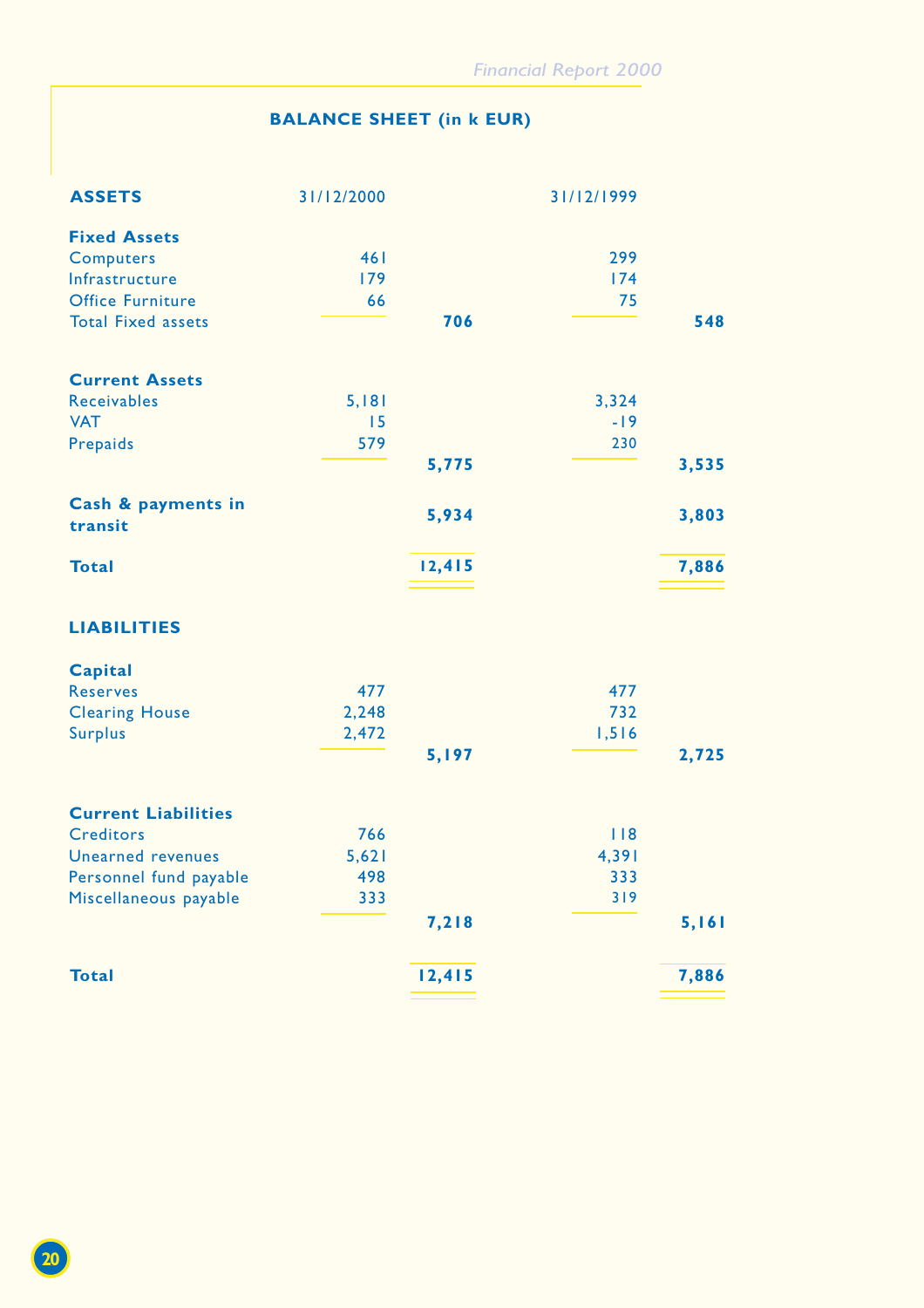## BALANCE SHEET (in k EUR)

| ASSETS | 31/12/2000 | | 31/12/1999 | |
|---|---|---|---|---|
| **Fixed Assets** | | | | |
| Computers | 461 | | 299 | |
| Infrastructure | 179 | | 174 | |
| Office Furniture | 66 | | 75 | |
| Total Fixed assets | | **706** | | **548** |
| **Current Assets** | | | | |
| Receivables | 5,181 | | 3,324 | |
| VAT | 15 | | -19 | |
| Prepaids | 579 | | 230 | |
| | | **5,775** | | **3,535** |
| **Cash & payments in transit** | | **5,934** | | **3,803** |
| **Total** | | **12,415** | | **7,886** |

| LIABILITIES | 31/12/2000 | | 31/12/1999 | |
|---|---|---|---|---|
| **Capital** | | | | |
| Reserves | 477 | | 477 | |
| Clearing House | 2,248 | | 732 | |
| Surplus | 2,472 | | 1,516 | |
| | | **5,197** | | **2,725** |
| **Current Liabilities** | | | | |
| Creditors | 766 | | 118 | |
| Unearned revenues | 5,621 | | 4,391 | |
| Personnel fund payable | 498 | | 333 | |
| Miscellaneous payable | 333 | | 319 | |
| | | **7,218** | | **5,161** |
| **Total** | | **12,415** | | **7,886** |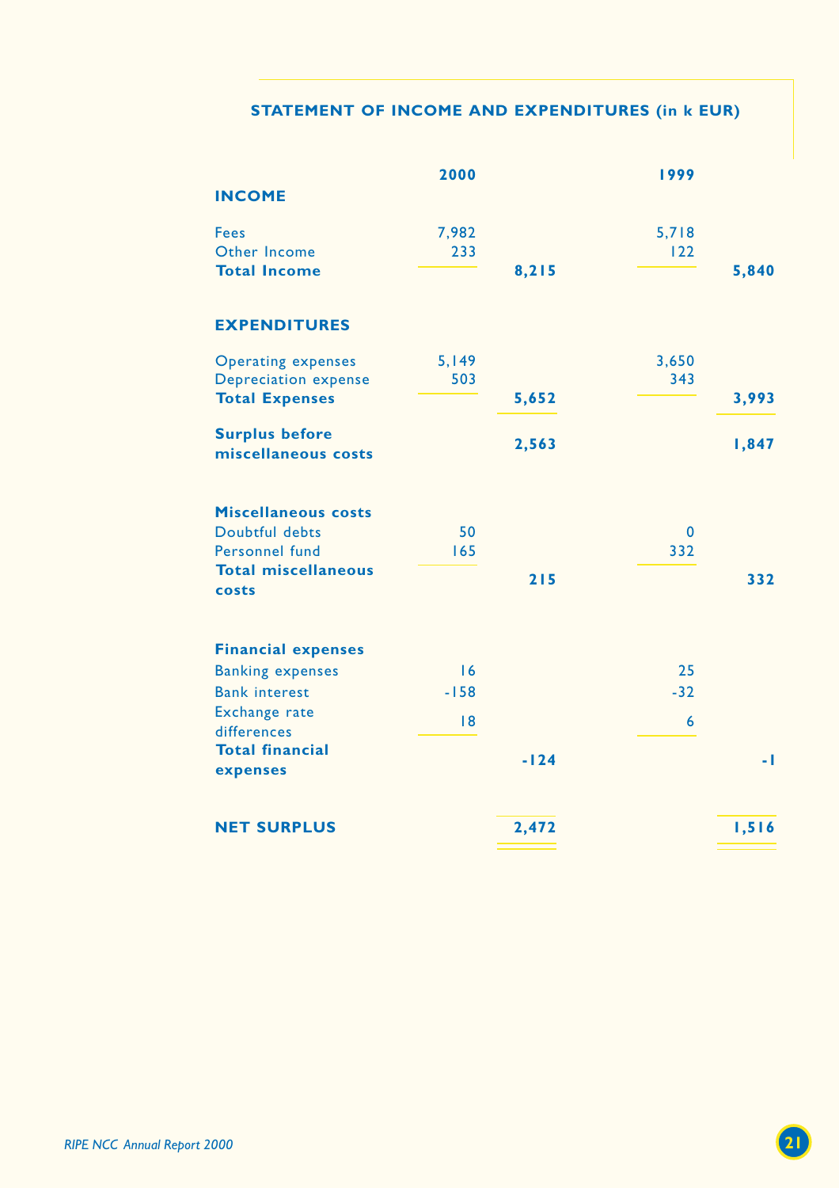## STATEMENT OF INCOME AND EXPENDITURES (in k EUR)

| | 2000 | | 1999 | |
|---|---|---|---|---|
| **INCOME** | | | | |
| Fees | 7,982 | | 5,718 | |
| Other Income | 233 | | 122 | |
| **Total Income** | | **8,215** | | **5,840** |
| **EXPENDITURES** | | | | |
| Operating expenses | 5,149 | | 3,650 | |
| Depreciation expense | 503 | | 343 | |
| **Total Expenses** | | **5,652** | | **3,993** |
| **Surplus before miscellaneous costs** | | **2,563** | | **1,847** |
| **Miscellaneous costs** | | | | |
| Doubtful debts | 50 | | 0 | |
| Personnel fund | 165 | | 332 | |
| **Total miscellaneous costs** | | **215** | | **332** |
| **Financial expenses** | | | | |
| Banking expenses | 16 | | 25 | |
| Bank interest | -158 | | -32 | |
| Exchange rate differences | 18 | | 6 | |
| **Total financial expenses** | | **-124** | | **-1** |
| **NET SURPLUS** | | **2,472** | | **1,516** |

*RIPE NCC Annual Report 2000*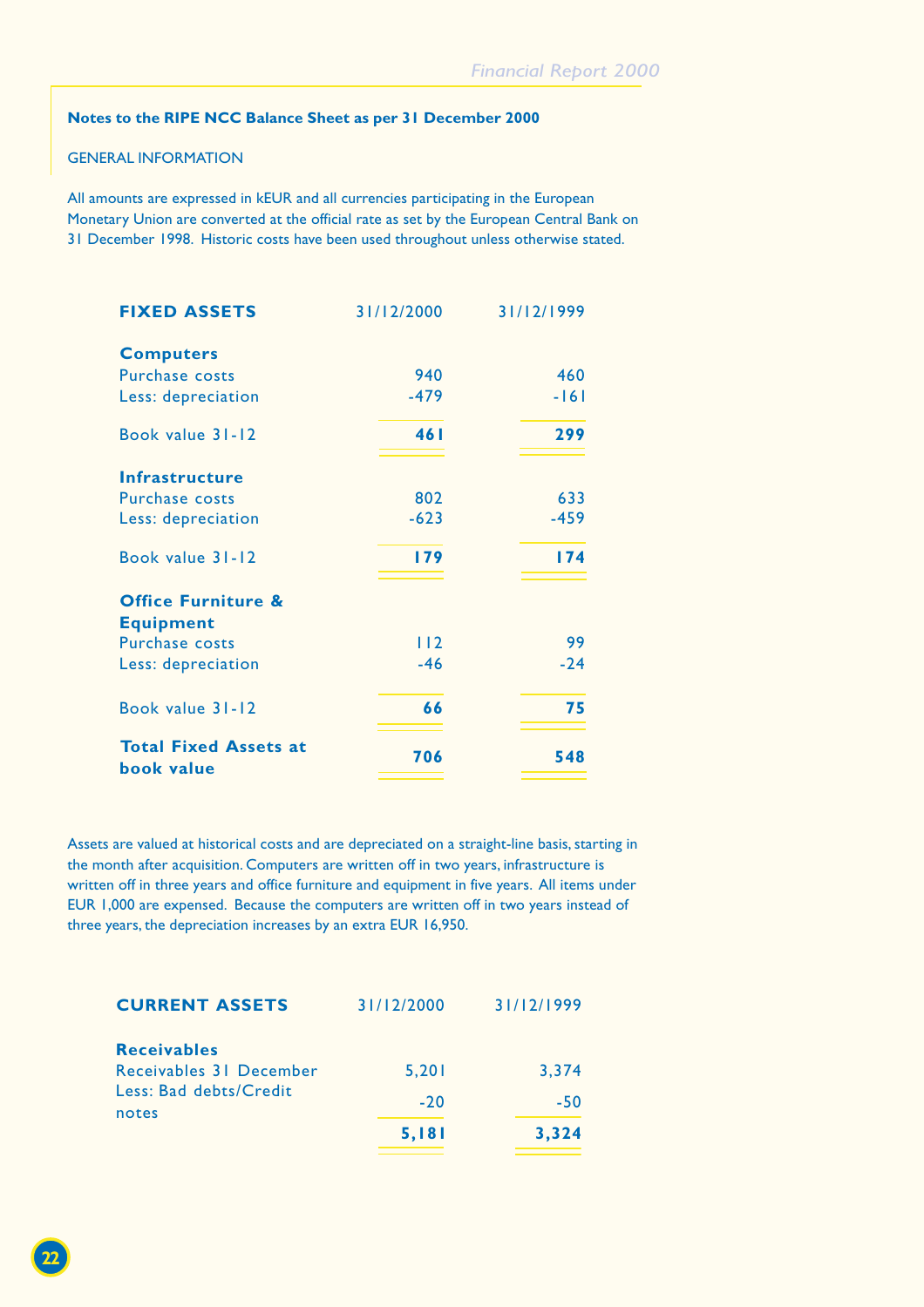**Notes to the RIPE NCC Balance Sheet as per 31 December 2000**

GENERAL INFORMATION

All amounts are expressed in kEUR and all currencies participating in the European Monetary Union are converted at the official rate as set by the European Central Bank on 31 December 1998. Historic costs have been used throughout unless otherwise stated.

| **FIXED ASSETS** | 31/12/2000 | 31/12/1999 |
|---|---|---|
| **Computers** | | |
| Purchase costs | 940 | 460 |
| Less: depreciation | -479 | -161 |
| Book value 31-12 | **461** | **299** |
| **Infrastructure** | | |
| Purchase costs | 802 | 633 |
| Less: depreciation | -623 | -459 |
| Book value 31-12 | **179** | **174** |
| **Office Furniture & Equipment** | | |
| Purchase costs | 112 | 99 |
| Less: depreciation | -46 | -24 |
| Book value 31-12 | **66** | **75** |
| **Total Fixed Assets at book value** | **706** | **548** |

Assets are valued at historical costs and are depreciated on a straight-line basis, starting in the month after acquisition. Computers are written off in two years, infrastructure is written off in three years and office furniture and equipment in five years. All items under EUR 1,000 are expensed. Because the computers are written off in two years instead of three years, the depreciation increases by an extra EUR 16,950.

| **CURRENT ASSETS** | 31/12/2000 | 31/12/1999 |
|---|---|---|
| **Receivables** | | |
| Receivables 31 December | 5,201 | 3,374 |
| Less: Bad debts/Credit notes | -20 | -50 |
| | **5,181** | **3,324** |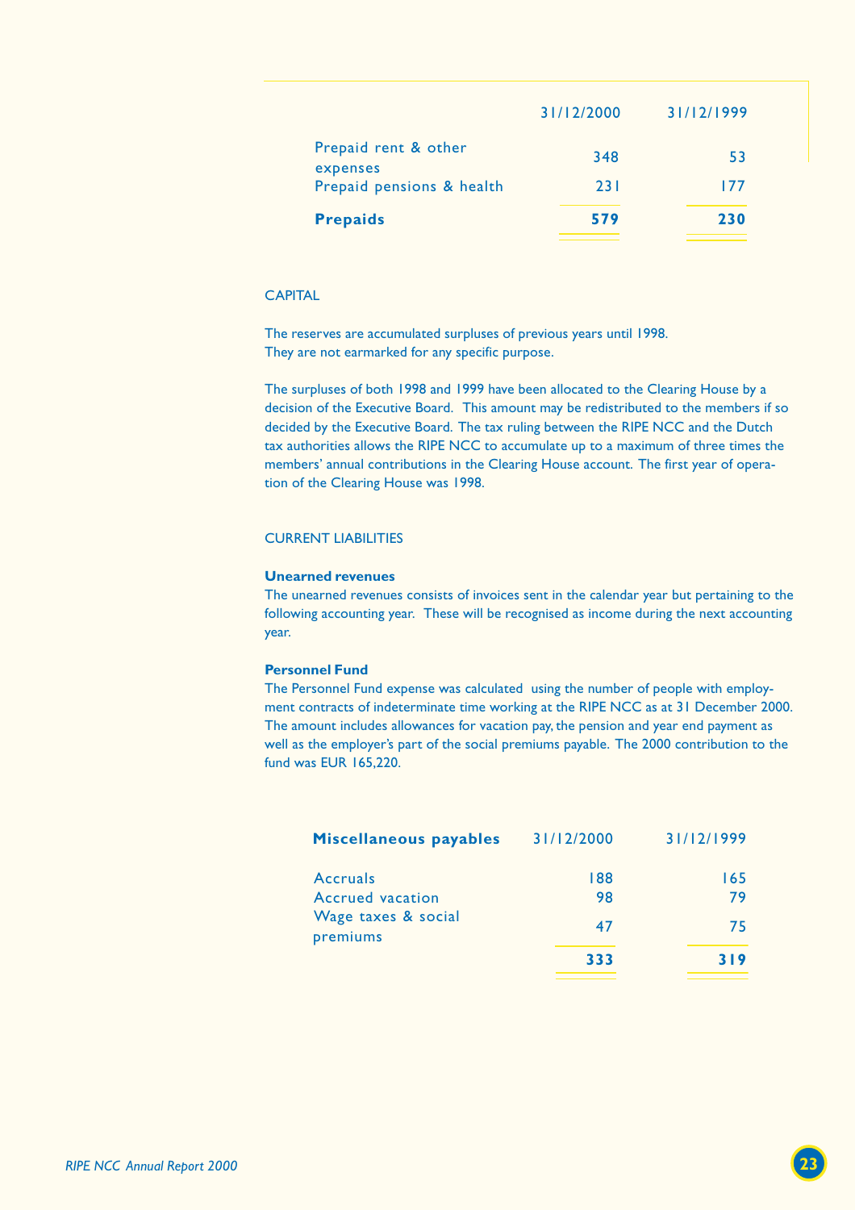| | 31/12/2000 | 31/12/1999 |
|---|---|---|
| Prepaid rent & other expenses | 348 | 53 |
| Prepaid pensions & health | 231 | 177 |
| **Prepaids** | **579** | **230** |

CAPITAL

The reserves are accumulated surpluses of previous years until 1998.
They are not earmarked for any specific purpose.

The surpluses of both 1998 and 1999 have been allocated to the Clearing House by a decision of the Executive Board. This amount may be redistributed to the members if so decided by the Executive Board. The tax ruling between the RIPE NCC and the Dutch tax authorities allows the RIPE NCC to accumulate up to a maximum of three times the members' annual contributions in the Clearing House account. The first year of operation of the Clearing House was 1998.

CURRENT LIABILITIES

**Unearned revenues**

The unearned revenues consists of invoices sent in the calendar year but pertaining to the following accounting year. These will be recognised as income during the next accounting year.

**Personnel Fund**

The Personnel Fund expense was calculated using the number of people with employment contracts of indeterminate time working at the RIPE NCC as at 31 December 2000. The amount includes allowances for vacation pay, the pension and year end payment as well as the employer's part of the social premiums payable. The 2000 contribution to the fund was EUR 165,220.

| **Miscellaneous payables** | 31/12/2000 | 31/12/1999 |
|---|---|---|
| Accruals | 188 | 165 |
| Accrued vacation | 98 | 79 |
| Wage taxes & social premiums | 47 | 75 |
| | **333** | **319** |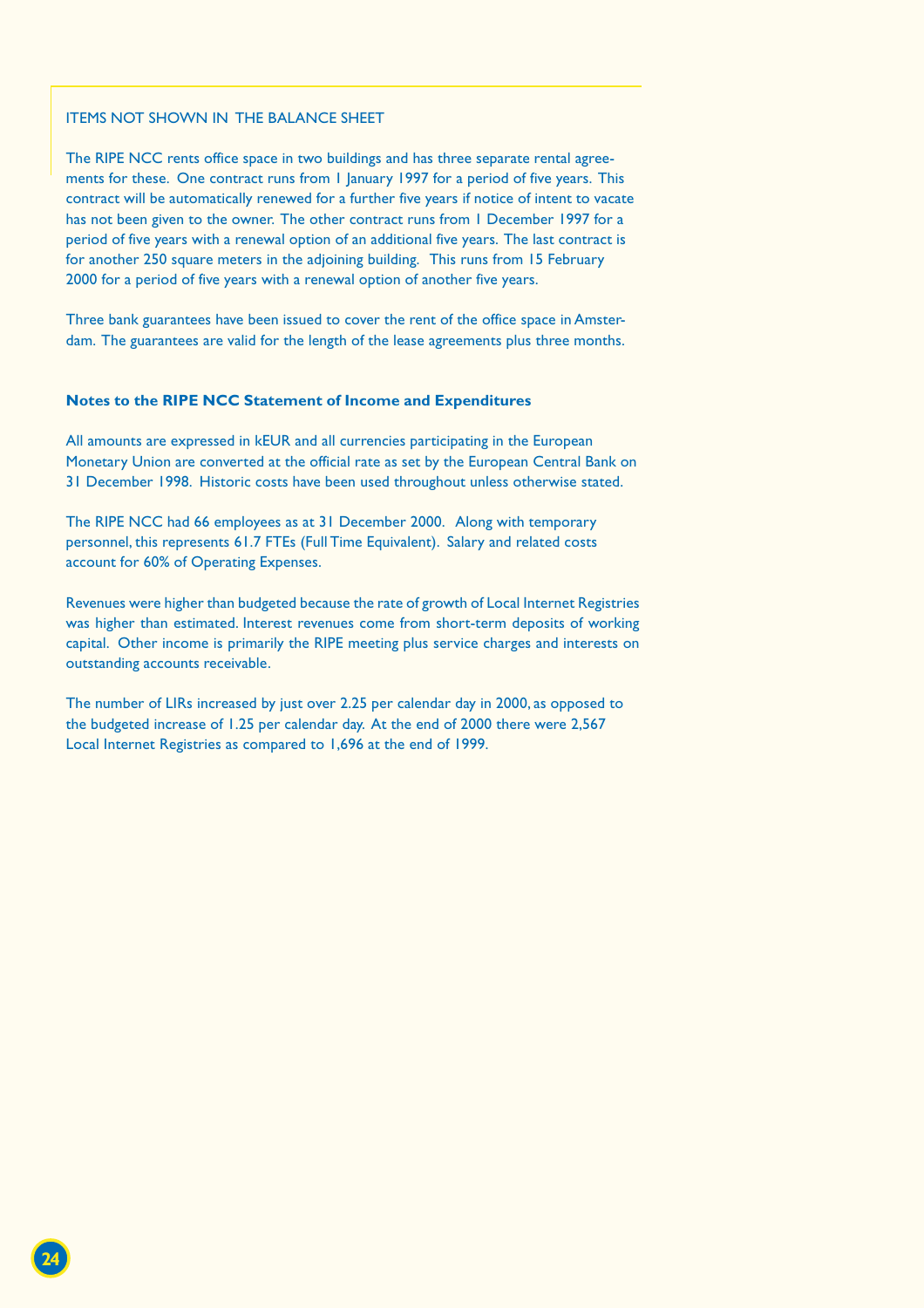## ITEMS NOT SHOWN IN THE BALANCE SHEET

The RIPE NCC rents office space in two buildings and has three separate rental agreements for these. One contract runs from 1 January 1997 for a period of five years. This contract will be automatically renewed for a further five years if notice of intent to vacate has not been given to the owner. The other contract runs from 1 December 1997 for a period of five years with a renewal option of an additional five years. The last contract is for another 250 square meters in the adjoining building. This runs from 15 February 2000 for a period of five years with a renewal option of another five years.

Three bank guarantees have been issued to cover the rent of the office space in Amsterdam. The guarantees are valid for the length of the lease agreements plus three months.

**Notes to the RIPE NCC Statement of Income and Expenditures**

All amounts are expressed in kEUR and all currencies participating in the European Monetary Union are converted at the official rate as set by the European Central Bank on 31 December 1998. Historic costs have been used throughout unless otherwise stated.

The RIPE NCC had 66 employees as at 31 December 2000. Along with temporary personnel, this represents 61.7 FTEs (Full Time Equivalent). Salary and related costs account for 60% of Operating Expenses.

Revenues were higher than budgeted because the rate of growth of Local Internet Registries was higher than estimated. Interest revenues come from short-term deposits of working capital. Other income is primarily the RIPE meeting plus service charges and interests on outstanding accounts receivable.

The number of LIRs increased by just over 2.25 per calendar day in 2000, as opposed to the budgeted increase of 1.25 per calendar day. At the end of 2000 there were 2,567 Local Internet Registries as compared to 1,696 at the end of 1999.